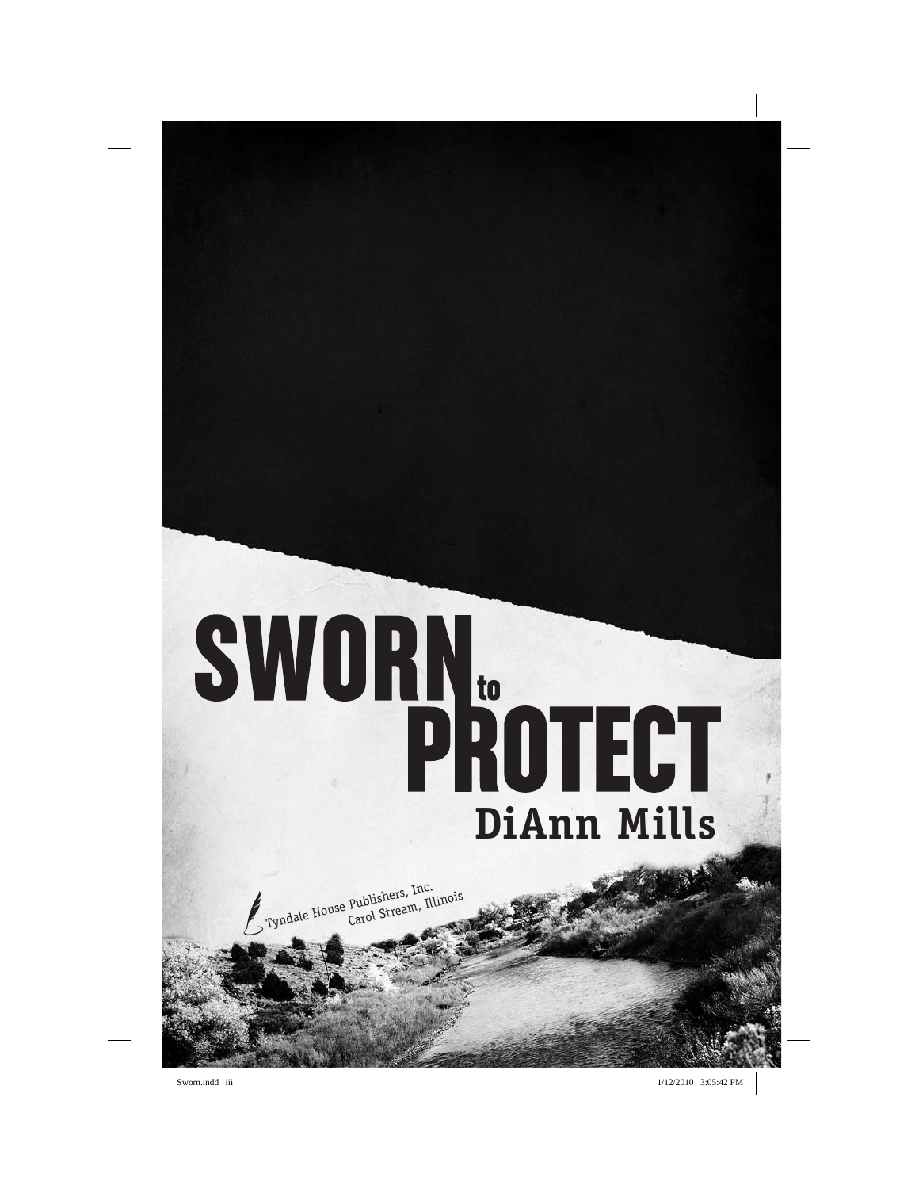# SWORN to PROTECT

## DiAnn Mills

Tyndale House Publishers, Inc.
Carol Stream, Illinois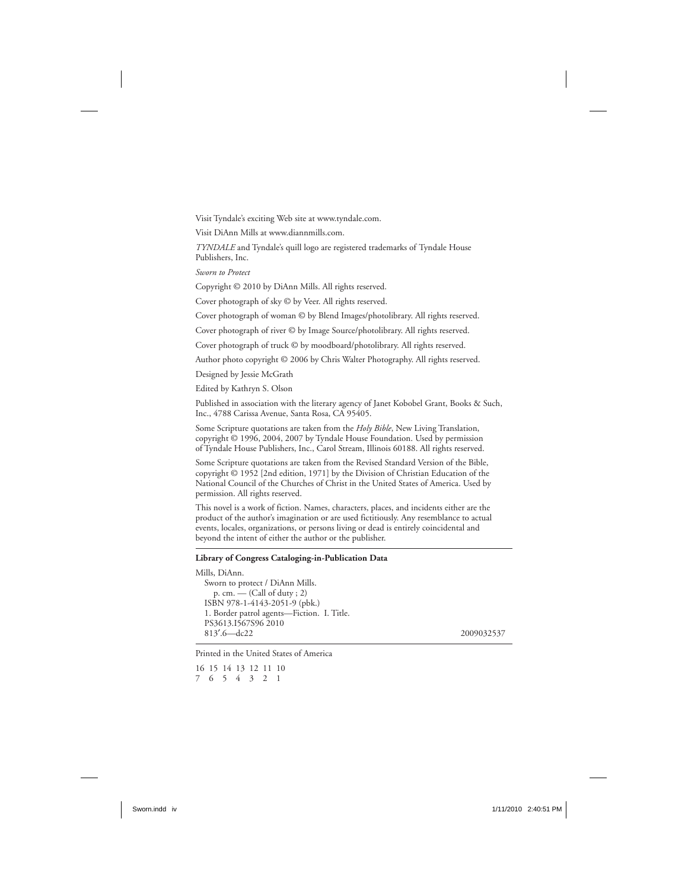Visit Tyndale's exciting Web site at www.tyndale.com.

Visit DiAnn Mills at www.diannmills.com.

*TYNDALE* and Tyndale's quill logo are registered trademarks of Tyndale House Publishers, Inc.

*Sworn to Protect*

Copyright © 2010 by DiAnn Mills. All rights reserved.

Cover photograph of sky © by Veer. All rights reserved.

Cover photograph of woman © by Blend Images/photolibrary. All rights reserved.

Cover photograph of river © by Image Source/photolibrary. All rights reserved.

Cover photograph of truck © by moodboard/photolibrary. All rights reserved.

Author photo copyright © 2006 by Chris Walter Photography. All rights reserved.

Designed by Jessie McGrath

Edited by Kathryn S. Olson

Published in association with the literary agency of Janet Kobobel Grant, Books & Such, Inc., 4788 Carissa Avenue, Santa Rosa, CA 95405.

Some Scripture quotations are taken from the *Holy Bible*, New Living Translation, copyright © 1996, 2004, 2007 by Tyndale House Foundation. Used by permission of Tyndale House Publishers, Inc., Carol Stream, Illinois 60188. All rights reserved.

Some Scripture quotations are taken from the Revised Standard Version of the Bible, copyright © 1952 [2nd edition, 1971] by the Division of Christian Education of the National Council of the Churches of Christ in the United States of America. Used by permission. All rights reserved.

This novel is a work of fiction. Names, characters, places, and incidents either are the product of the author's imagination or are used fictitiously. Any resemblance to actual events, locales, organizations, or persons living or dead is entirely coincidental and beyond the intent of either the author or the publisher.

---

**Library of Congress Cataloging-in-Publication Data**

Mills, DiAnn.
Sworn to protect / DiAnn Mills.
p. cm. — (Call of duty ; 2)
ISBN 978-1-4143-2051-9 (pbk.)
1. Border patrol agents—Fiction. I. Title.
PS3613.I567S96 2010
813′.6—dc22 2009032537

---

Printed in the United States of America

16 15 14 13 12 11 10
7 6 5 4 3 2 1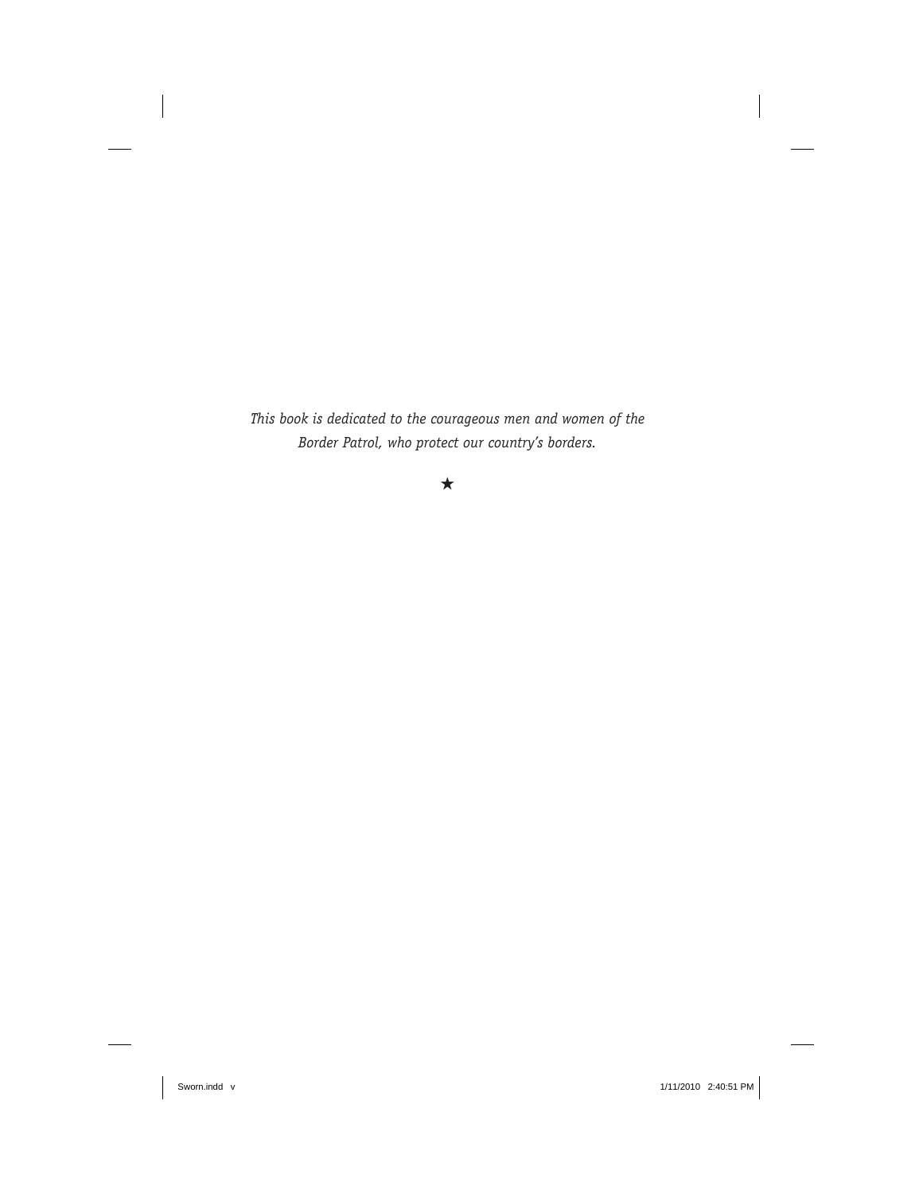*This book is dedicated to the courageous men and women of the Border Patrol, who protect our country's borders.*

★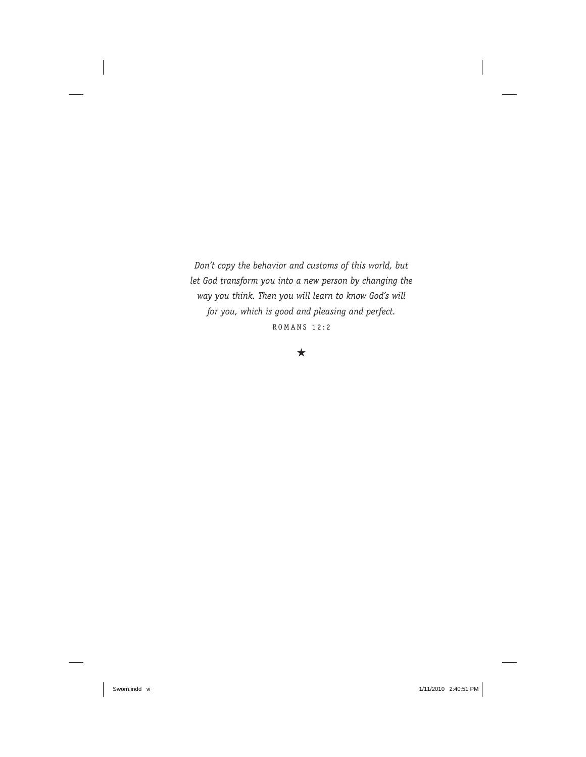*Don't copy the behavior and customs of this world, but let God transform you into a new person by changing the way you think. Then you will learn to know God's will for you, which is good and pleasing and perfect.*

ROMANS 12:2

★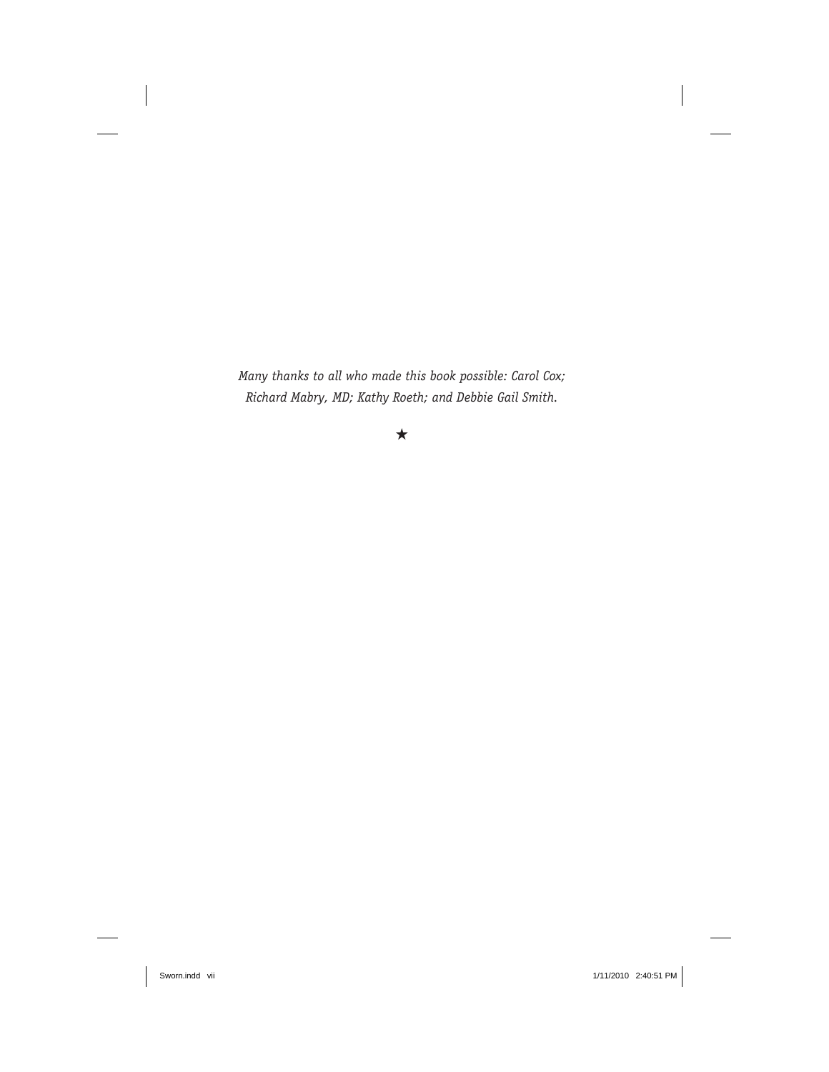*Many thanks to all who made this book possible: Carol Cox; Richard Mabry, MD; Kathy Roeth; and Debbie Gail Smith.*

★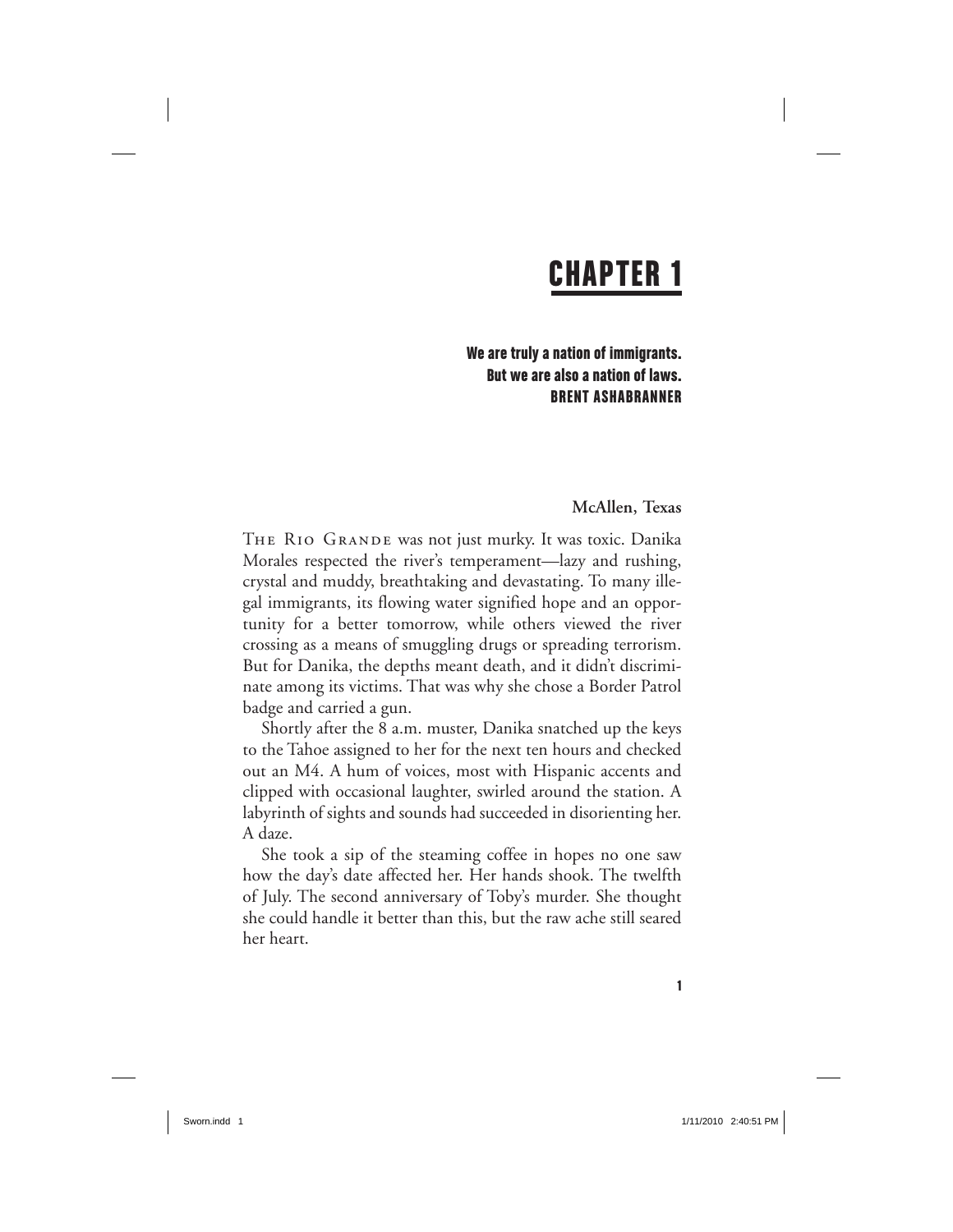# CHAPTER 1

**We are truly a nation of immigrants.**
**But we are also a nation of laws.**
**BRENT ASHABRANNER**

**McAllen, Texas**

THE RIO GRANDE was not just murky. It was toxic. Danika Morales respected the river's temperament—lazy and rushing, crystal and muddy, breathtaking and devastating. To many illegal immigrants, its flowing water signified hope and an opportunity for a better tomorrow, while others viewed the river crossing as a means of smuggling drugs or spreading terrorism. But for Danika, the depths meant death, and it didn't discriminate among its victims. That was why she chose a Border Patrol badge and carried a gun.

Shortly after the 8 a.m. muster, Danika snatched up the keys to the Tahoe assigned to her for the next ten hours and checked out an M4. A hum of voices, most with Hispanic accents and clipped with occasional laughter, swirled around the station. A labyrinth of sights and sounds had succeeded in disorienting her. A daze.

She took a sip of the steaming coffee in hopes no one saw how the day's date affected her. Her hands shook. The twelfth of July. The second anniversary of Toby's murder. She thought she could handle it better than this, but the raw ache still seared her heart.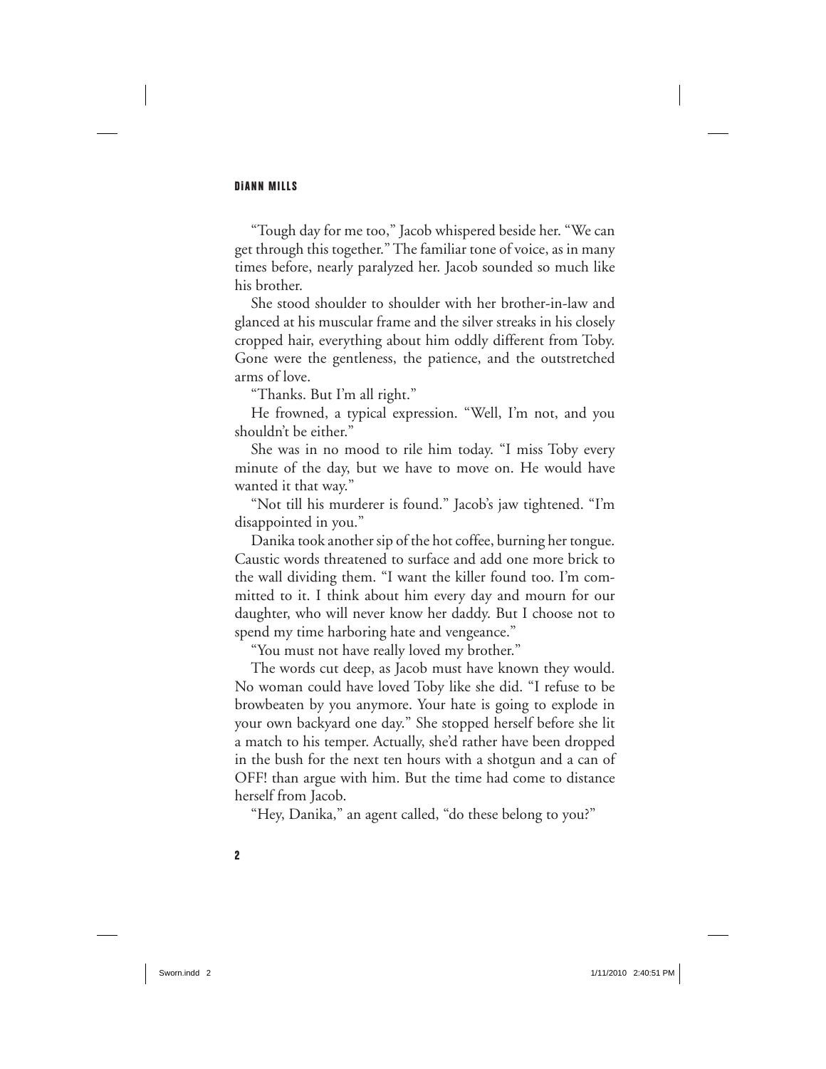"Tough day for me too," Jacob whispered beside her. "We can get through this together." The familiar tone of voice, as in many times before, nearly paralyzed her. Jacob sounded so much like his brother.

She stood shoulder to shoulder with her brother-in-law and glanced at his muscular frame and the silver streaks in his closely cropped hair, everything about him oddly different from Toby. Gone were the gentleness, the patience, and the outstretched arms of love.

"Thanks. But I'm all right."

He frowned, a typical expression. "Well, I'm not, and you shouldn't be either."

She was in no mood to rile him today. "I miss Toby every minute of the day, but we have to move on. He would have wanted it that way."

"Not till his murderer is found." Jacob's jaw tightened. "I'm disappointed in you."

Danika took another sip of the hot coffee, burning her tongue. Caustic words threatened to surface and add one more brick to the wall dividing them. "I want the killer found too. I'm committed to it. I think about him every day and mourn for our daughter, who will never know her daddy. But I choose not to spend my time harboring hate and vengeance."

"You must not have really loved my brother."

The words cut deep, as Jacob must have known they would. No woman could have loved Toby like she did. "I refuse to be browbeaten by you anymore. Your hate is going to explode in your own backyard one day." She stopped herself before she lit a match to his temper. Actually, she'd rather have been dropped in the bush for the next ten hours with a shotgun and a can of OFF! than argue with him. But the time had come to distance herself from Jacob.

"Hey, Danika," an agent called, "do these belong to you?"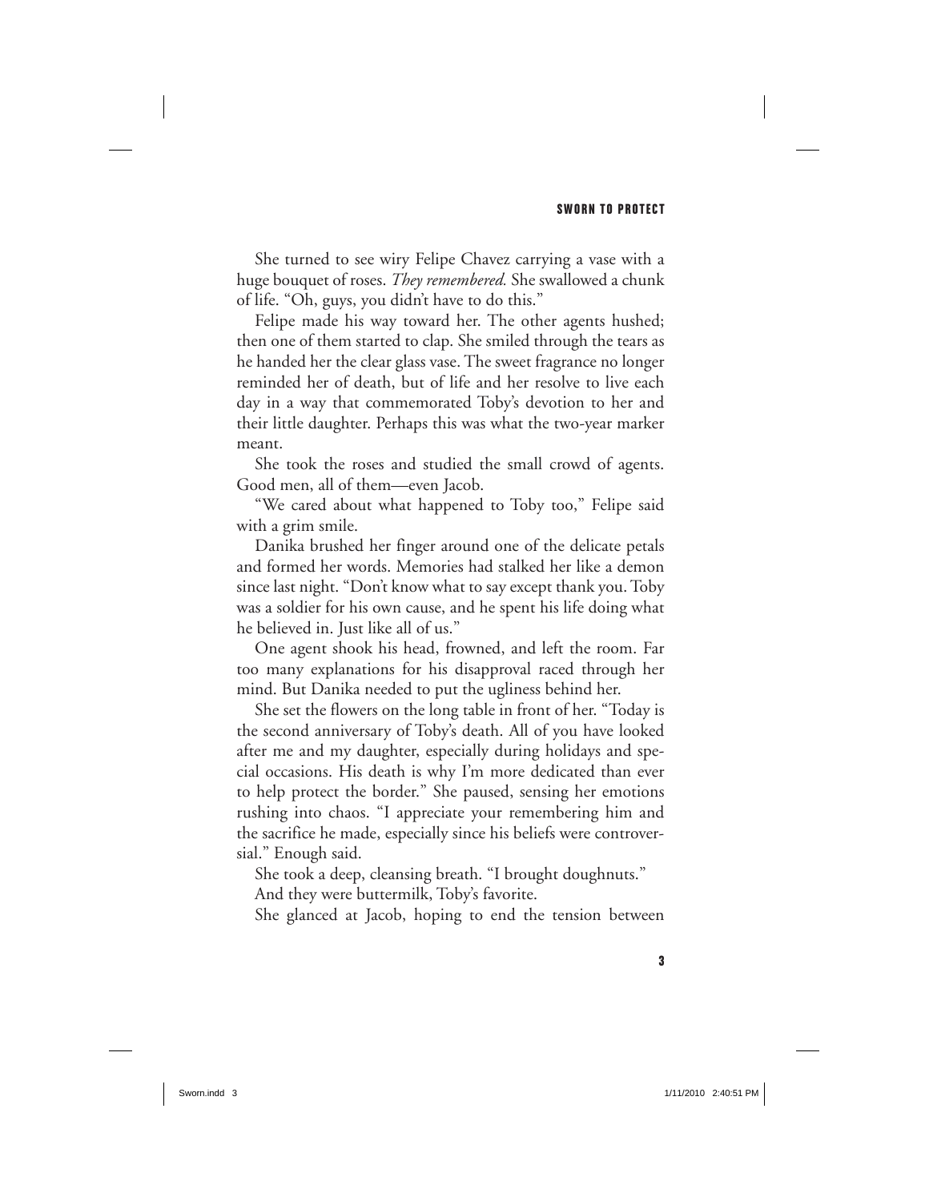She turned to see wiry Felipe Chavez carrying a vase with a huge bouquet of roses. *They remembered.* She swallowed a chunk of life. "Oh, guys, you didn't have to do this."

Felipe made his way toward her. The other agents hushed; then one of them started to clap. She smiled through the tears as he handed her the clear glass vase. The sweet fragrance no longer reminded her of death, but of life and her resolve to live each day in a way that commemorated Toby's devotion to her and their little daughter. Perhaps this was what the two-year marker meant.

She took the roses and studied the small crowd of agents. Good men, all of them—even Jacob.

"We cared about what happened to Toby too," Felipe said with a grim smile.

Danika brushed her finger around one of the delicate petals and formed her words. Memories had stalked her like a demon since last night. "Don't know what to say except thank you. Toby was a soldier for his own cause, and he spent his life doing what he believed in. Just like all of us."

One agent shook his head, frowned, and left the room. Far too many explanations for his disapproval raced through her mind. But Danika needed to put the ugliness behind her.

She set the flowers on the long table in front of her. "Today is the second anniversary of Toby's death. All of you have looked after me and my daughter, especially during holidays and special occasions. His death is why I'm more dedicated than ever to help protect the border." She paused, sensing her emotions rushing into chaos. "I appreciate your remembering him and the sacrifice he made, especially since his beliefs were controversial." Enough said.

She took a deep, cleansing breath. "I brought doughnuts."

And they were buttermilk, Toby's favorite.

She glanced at Jacob, hoping to end the tension between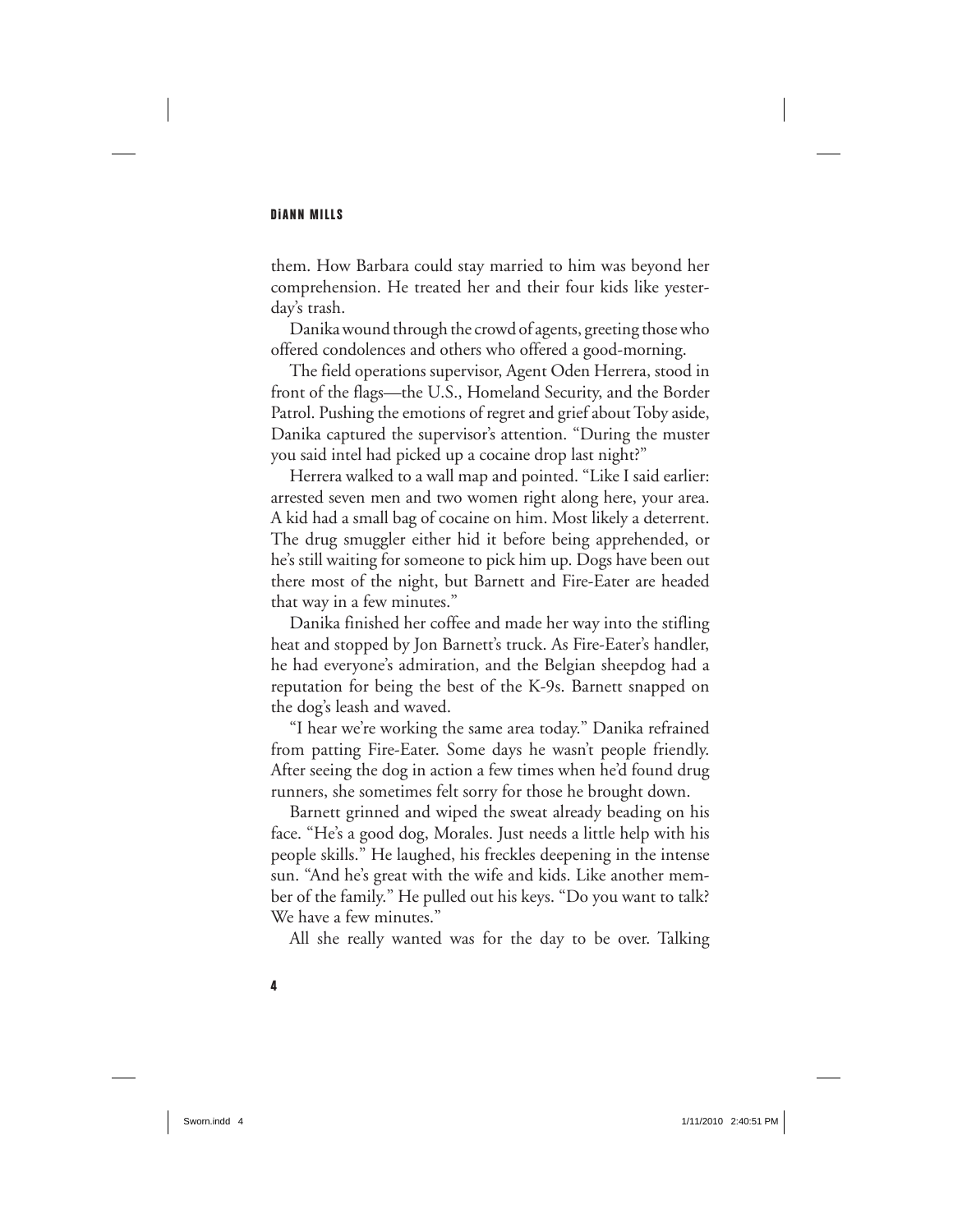them. How Barbara could stay married to him was beyond her comprehension. He treated her and their four kids like yesterday's trash.

Danika wound through the crowd of agents, greeting those who offered condolences and others who offered a good-morning.

The field operations supervisor, Agent Oden Herrera, stood in front of the flags—the U.S., Homeland Security, and the Border Patrol. Pushing the emotions of regret and grief about Toby aside, Danika captured the supervisor's attention. "During the muster you said intel had picked up a cocaine drop last night?"

Herrera walked to a wall map and pointed. "Like I said earlier: arrested seven men and two women right along here, your area. A kid had a small bag of cocaine on him. Most likely a deterrent. The drug smuggler either hid it before being apprehended, or he's still waiting for someone to pick him up. Dogs have been out there most of the night, but Barnett and Fire-Eater are headed that way in a few minutes."

Danika finished her coffee and made her way into the stifling heat and stopped by Jon Barnett's truck. As Fire-Eater's handler, he had everyone's admiration, and the Belgian sheepdog had a reputation for being the best of the K-9s. Barnett snapped on the dog's leash and waved.

"I hear we're working the same area today." Danika refrained from patting Fire-Eater. Some days he wasn't people friendly. After seeing the dog in action a few times when he'd found drug runners, she sometimes felt sorry for those he brought down.

Barnett grinned and wiped the sweat already beading on his face. "He's a good dog, Morales. Just needs a little help with his people skills." He laughed, his freckles deepening in the intense sun. "And he's great with the wife and kids. Like another member of the family." He pulled out his keys. "Do you want to talk? We have a few minutes."

All she really wanted was for the day to be over. Talking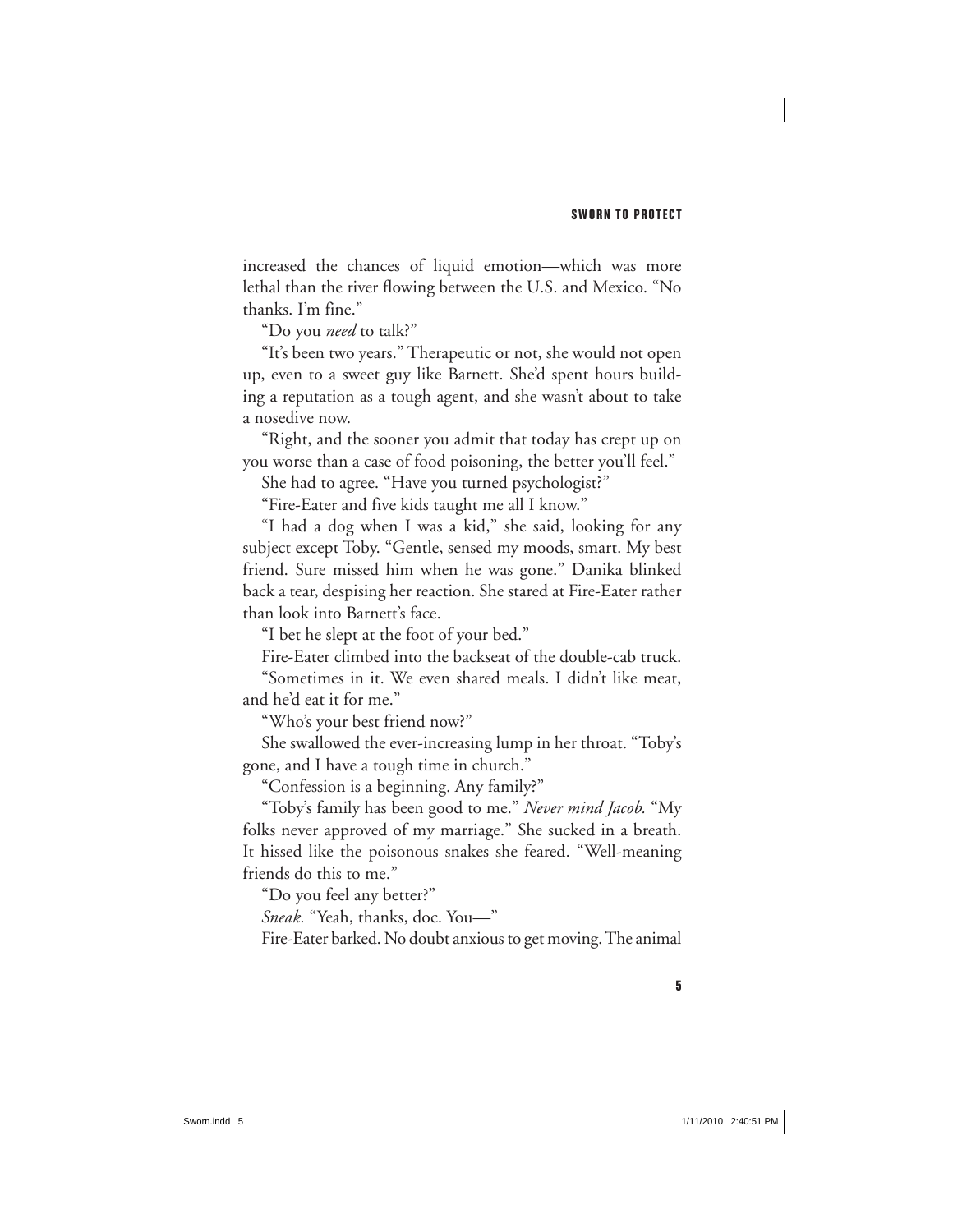increased the chances of liquid emotion—which was more lethal than the river flowing between the U.S. and Mexico. "No thanks. I'm fine."

"Do you *need* to talk?"

"It's been two years." Therapeutic or not, she would not open up, even to a sweet guy like Barnett. She'd spent hours building a reputation as a tough agent, and she wasn't about to take a nosedive now.

"Right, and the sooner you admit that today has crept up on you worse than a case of food poisoning, the better you'll feel."

She had to agree. "Have you turned psychologist?"

"Fire-Eater and five kids taught me all I know."

"I had a dog when I was a kid," she said, looking for any subject except Toby. "Gentle, sensed my moods, smart. My best friend. Sure missed him when he was gone." Danika blinked back a tear, despising her reaction. She stared at Fire-Eater rather than look into Barnett's face.

"I bet he slept at the foot of your bed."

Fire-Eater climbed into the backseat of the double-cab truck.

"Sometimes in it. We even shared meals. I didn't like meat, and he'd eat it for me."

"Who's your best friend now?"

She swallowed the ever-increasing lump in her throat. "Toby's gone, and I have a tough time in church."

"Confession is a beginning. Any family?"

"Toby's family has been good to me." *Never mind Jacob.* "My folks never approved of my marriage." She sucked in a breath. It hissed like the poisonous snakes she feared. "Well-meaning friends do this to me."

"Do you feel any better?"

*Sneak.* "Yeah, thanks, doc. You—"

Fire-Eater barked. No doubt anxious to get moving. The animal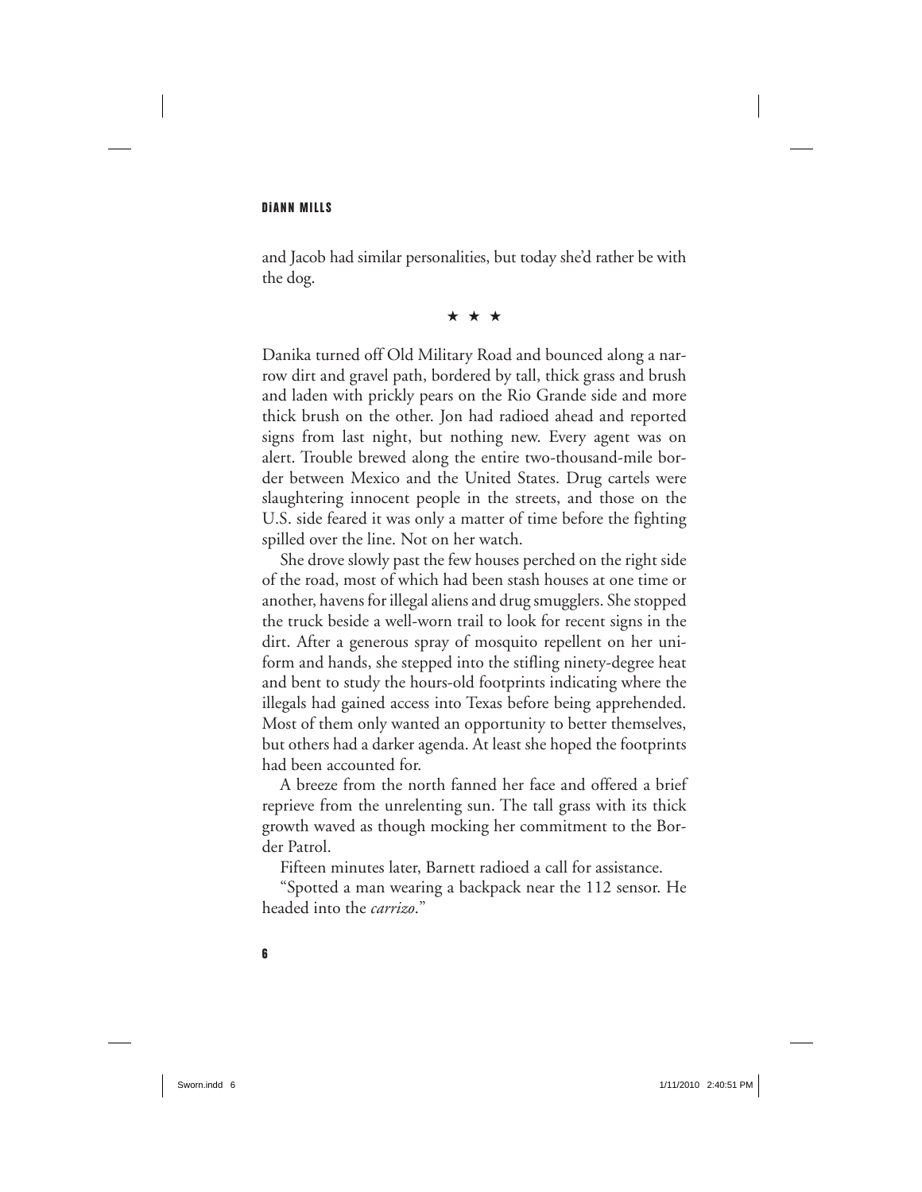and Jacob had similar personalities, but today she'd rather be with the dog.

★ ★ ★

Danika turned off Old Military Road and bounced along a narrow dirt and gravel path, bordered by tall, thick grass and brush and laden with prickly pears on the Rio Grande side and more thick brush on the other. Jon had radioed ahead and reported signs from last night, but nothing new. Every agent was on alert. Trouble brewed along the entire two-thousand-mile border between Mexico and the United States. Drug cartels were slaughtering innocent people in the streets, and those on the U.S. side feared it was only a matter of time before the fighting spilled over the line. Not on her watch.

She drove slowly past the few houses perched on the right side of the road, most of which had been stash houses at one time or another, havens for illegal aliens and drug smugglers. She stopped the truck beside a well-worn trail to look for recent signs in the dirt. After a generous spray of mosquito repellent on her uniform and hands, she stepped into the stifling ninety-degree heat and bent to study the hours-old footprints indicating where the illegals had gained access into Texas before being apprehended. Most of them only wanted an opportunity to better themselves, but others had a darker agenda. At least she hoped the footprints had been accounted for.

A breeze from the north fanned her face and offered a brief reprieve from the unrelenting sun. The tall grass with its thick growth waved as though mocking her commitment to the Border Patrol.

Fifteen minutes later, Barnett radioed a call for assistance.

"Spotted a man wearing a backpack near the 112 sensor. He headed into the *carrizo*."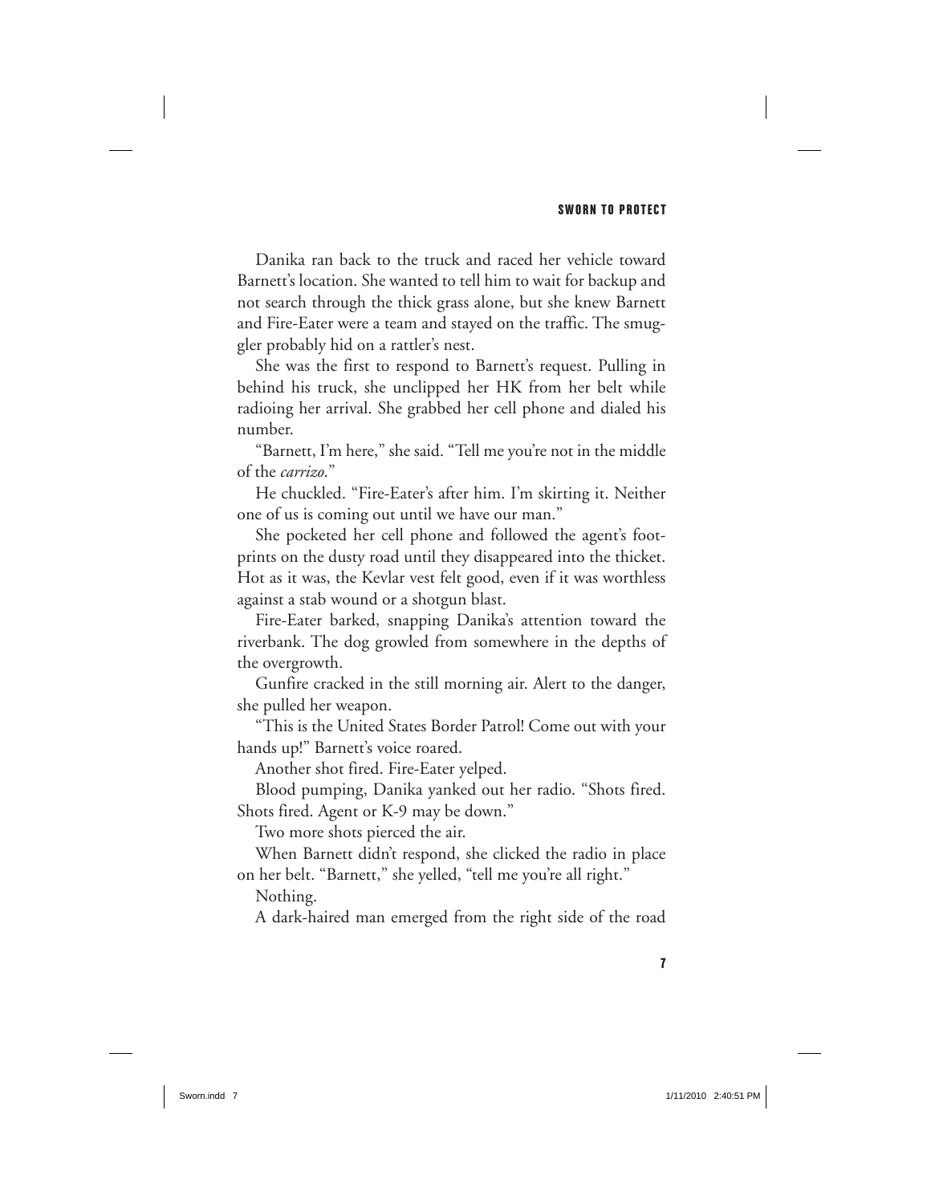Danika ran back to the truck and raced her vehicle toward Barnett's location. She wanted to tell him to wait for backup and not search through the thick grass alone, but she knew Barnett and Fire-Eater were a team and stayed on the traffic. The smuggler probably hid on a rattler's nest.

She was the first to respond to Barnett's request. Pulling in behind his truck, she unclipped her HK from her belt while radioing her arrival. She grabbed her cell phone and dialed his number.

"Barnett, I'm here," she said. "Tell me you're not in the middle of the *carrizo*."

He chuckled. "Fire-Eater's after him. I'm skirting it. Neither one of us is coming out until we have our man."

She pocketed her cell phone and followed the agent's footprints on the dusty road until they disappeared into the thicket. Hot as it was, the Kevlar vest felt good, even if it was worthless against a stab wound or a shotgun blast.

Fire-Eater barked, snapping Danika's attention toward the riverbank. The dog growled from somewhere in the depths of the overgrowth.

Gunfire cracked in the still morning air. Alert to the danger, she pulled her weapon.

"This is the United States Border Patrol! Come out with your hands up!" Barnett's voice roared.

Another shot fired. Fire-Eater yelped.

Blood pumping, Danika yanked out her radio. "Shots fired. Shots fired. Agent or K-9 may be down."

Two more shots pierced the air.

When Barnett didn't respond, she clicked the radio in place on her belt. "Barnett," she yelled, "tell me you're all right."

Nothing.

A dark-haired man emerged from the right side of the road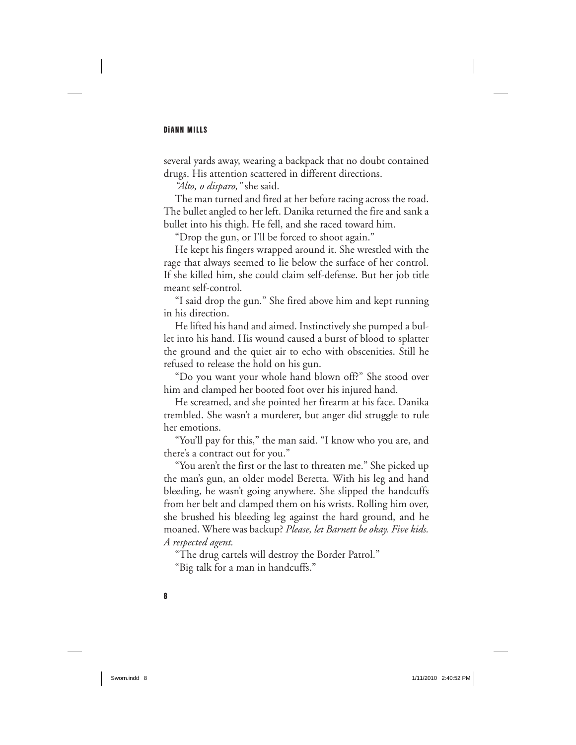several yards away, wearing a backpack that no doubt contained drugs. His attention scattered in different directions.

*"Alto, o disparo,"* she said.

The man turned and fired at her before racing across the road. The bullet angled to her left. Danika returned the fire and sank a bullet into his thigh. He fell, and she raced toward him.

"Drop the gun, or I'll be forced to shoot again."

He kept his fingers wrapped around it. She wrestled with the rage that always seemed to lie below the surface of her control. If she killed him, she could claim self-defense. But her job title meant self-control.

"I said drop the gun." She fired above him and kept running in his direction.

He lifted his hand and aimed. Instinctively she pumped a bullet into his hand. His wound caused a burst of blood to splatter the ground and the quiet air to echo with obscenities. Still he refused to release the hold on his gun.

"Do you want your whole hand blown off?" She stood over him and clamped her booted foot over his injured hand.

He screamed, and she pointed her firearm at his face. Danika trembled. She wasn't a murderer, but anger did struggle to rule her emotions.

"You'll pay for this," the man said. "I know who you are, and there's a contract out for you."

"You aren't the first or the last to threaten me." She picked up the man's gun, an older model Beretta. With his leg and hand bleeding, he wasn't going anywhere. She slipped the handcuffs from her belt and clamped them on his wrists. Rolling him over, she brushed his bleeding leg against the hard ground, and he moaned. Where was backup? *Please, let Barnett be okay. Five kids. A respected agent.*

"The drug cartels will destroy the Border Patrol."

"Big talk for a man in handcuffs."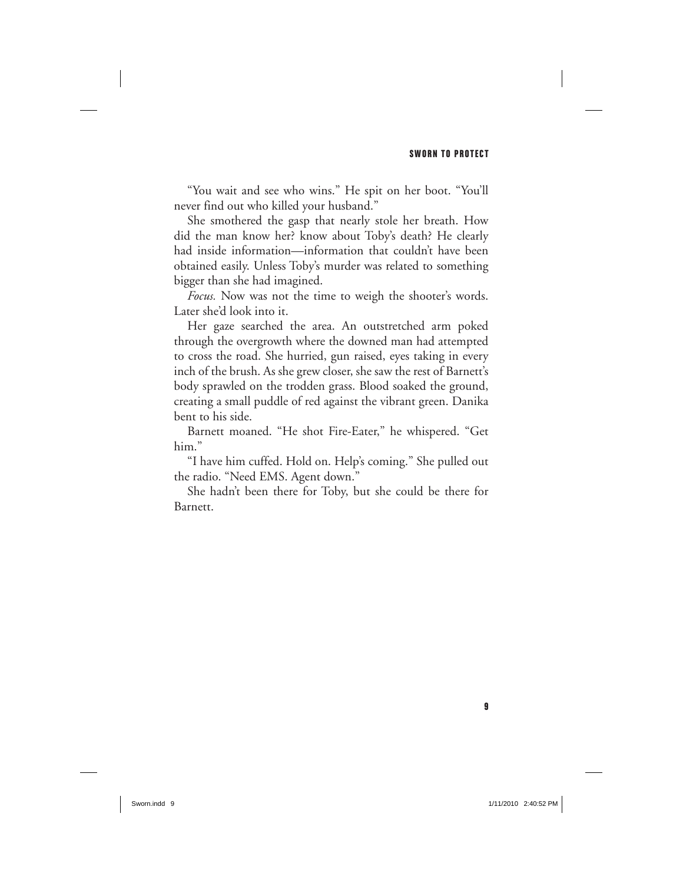"You wait and see who wins." He spit on her boot. "You'll never find out who killed your husband."

She smothered the gasp that nearly stole her breath. How did the man know her? know about Toby's death? He clearly had inside information—information that couldn't have been obtained easily. Unless Toby's murder was related to something bigger than she had imagined.

*Focus.* Now was not the time to weigh the shooter's words. Later she'd look into it.

Her gaze searched the area. An outstretched arm poked through the overgrowth where the downed man had attempted to cross the road. She hurried, gun raised, eyes taking in every inch of the brush. As she grew closer, she saw the rest of Barnett's body sprawled on the trodden grass. Blood soaked the ground, creating a small puddle of red against the vibrant green. Danika bent to his side.

Barnett moaned. "He shot Fire-Eater," he whispered. "Get him."

"I have him cuffed. Hold on. Help's coming." She pulled out the radio. "Need EMS. Agent down."

She hadn't been there for Toby, but she could be there for Barnett.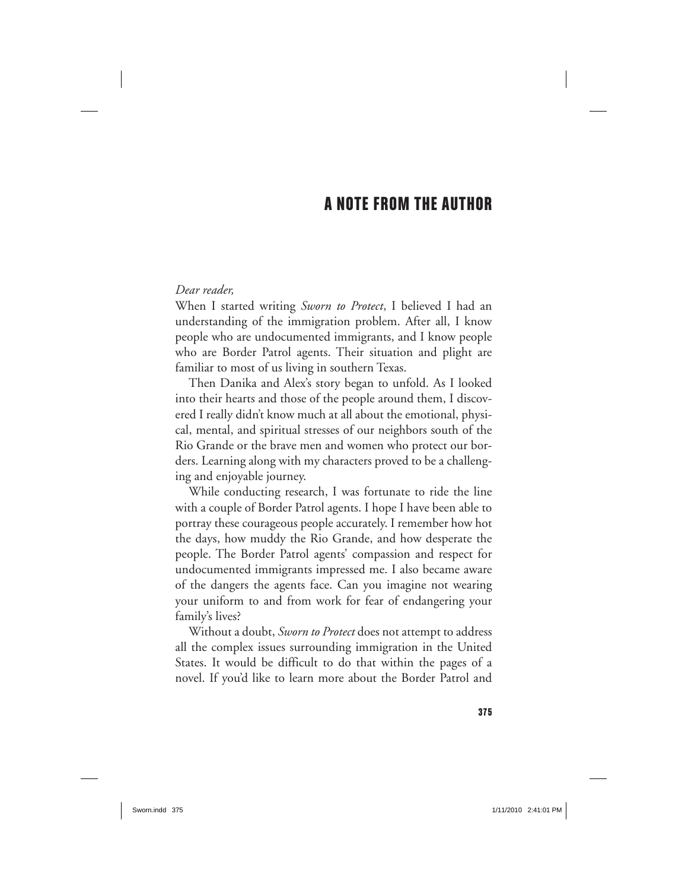# A NOTE FROM THE AUTHOR

*Dear reader,*

When I started writing *Sworn to Protect*, I believed I had an understanding of the immigration problem. After all, I know people who are undocumented immigrants, and I know people who are Border Patrol agents. Their situation and plight are familiar to most of us living in southern Texas.

Then Danika and Alex's story began to unfold. As I looked into their hearts and those of the people around them, I discovered I really didn't know much at all about the emotional, physical, mental, and spiritual stresses of our neighbors south of the Rio Grande or the brave men and women who protect our borders. Learning along with my characters proved to be a challenging and enjoyable journey.

While conducting research, I was fortunate to ride the line with a couple of Border Patrol agents. I hope I have been able to portray these courageous people accurately. I remember how hot the days, how muddy the Rio Grande, and how desperate the people. The Border Patrol agents' compassion and respect for undocumented immigrants impressed me. I also became aware of the dangers the agents face. Can you imagine not wearing your uniform to and from work for fear of endangering your family's lives?

Without a doubt, *Sworn to Protect* does not attempt to address all the complex issues surrounding immigration in the United States. It would be difficult to do that within the pages of a novel. If you'd like to learn more about the Border Patrol and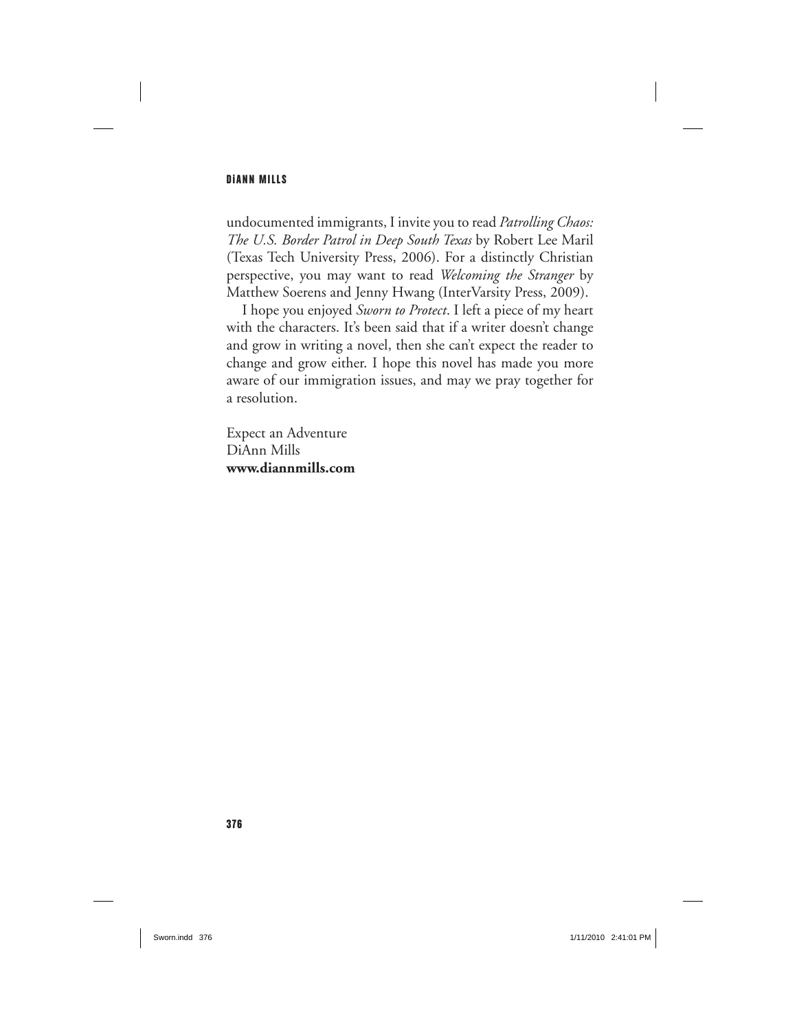undocumented immigrants, I invite you to read *Patrolling Chaos: The U.S. Border Patrol in Deep South Texas* by Robert Lee Maril (Texas Tech University Press, 2006). For a distinctly Christian perspective, you may want to read *Welcoming the Stranger* by Matthew Soerens and Jenny Hwang (InterVarsity Press, 2009).

I hope you enjoyed *Sworn to Protect*. I left a piece of my heart with the characters. It's been said that if a writer doesn't change and grow in writing a novel, then she can't expect the reader to change and grow either. I hope this novel has made you more aware of our immigration issues, and may we pray together for a resolution.

Expect an Adventure
DiAnn Mills
**www.diannmills.com**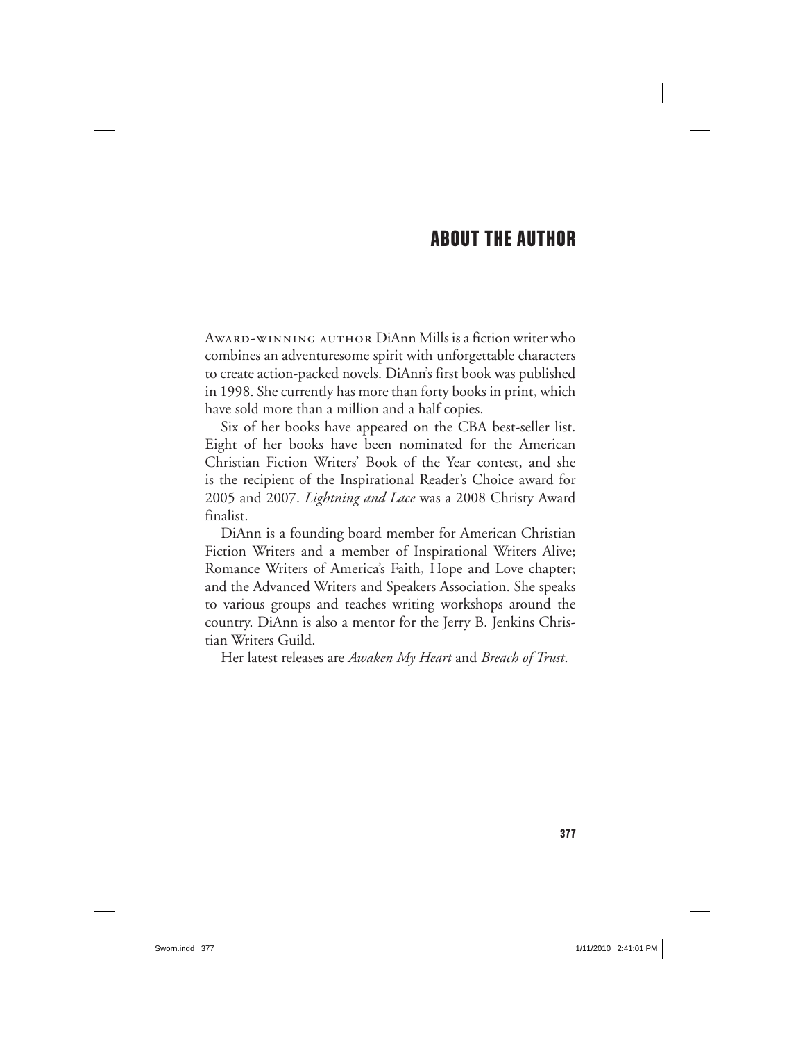# ABOUT THE AUTHOR

Award-winning author DiAnn Mills is a fiction writer who combines an adventuresome spirit with unforgettable characters to create action-packed novels. DiAnn's first book was published in 1998. She currently has more than forty books in print, which have sold more than a million and a half copies.

Six of her books have appeared on the CBA best-seller list. Eight of her books have been nominated for the American Christian Fiction Writers' Book of the Year contest, and she is the recipient of the Inspirational Reader's Choice award for 2005 and 2007. *Lightning and Lace* was a 2008 Christy Award finalist.

DiAnn is a founding board member for American Christian Fiction Writers and a member of Inspirational Writers Alive; Romance Writers of America's Faith, Hope and Love chapter; and the Advanced Writers and Speakers Association. She speaks to various groups and teaches writing workshops around the country. DiAnn is also a mentor for the Jerry B. Jenkins Christian Writers Guild.

Her latest releases are *Awaken My Heart* and *Breach of Trust*.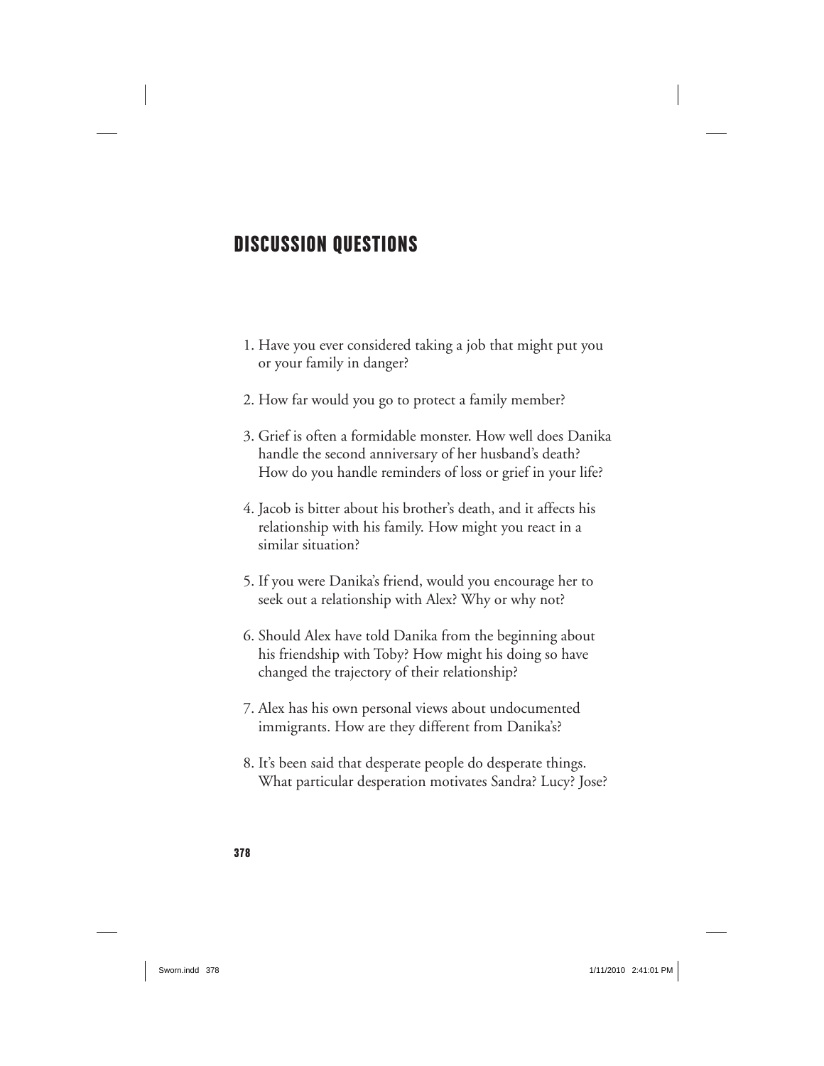## DISCUSSION QUESTIONS

1. Have you ever considered taking a job that might put you or your family in danger?
2. How far would you go to protect a family member?
3. Grief is often a formidable monster. How well does Danika handle the second anniversary of her husband's death? How do you handle reminders of loss or grief in your life?
4. Jacob is bitter about his brother's death, and it affects his relationship with his family. How might you react in a similar situation?
5. If you were Danika's friend, would you encourage her to seek out a relationship with Alex? Why or why not?
6. Should Alex have told Danika from the beginning about his friendship with Toby? How might his doing so have changed the trajectory of their relationship?
7. Alex has his own personal views about undocumented immigrants. How are they different from Danika's?
8. It's been said that desperate people do desperate things. What particular desperation motivates Sandra? Lucy? Jose?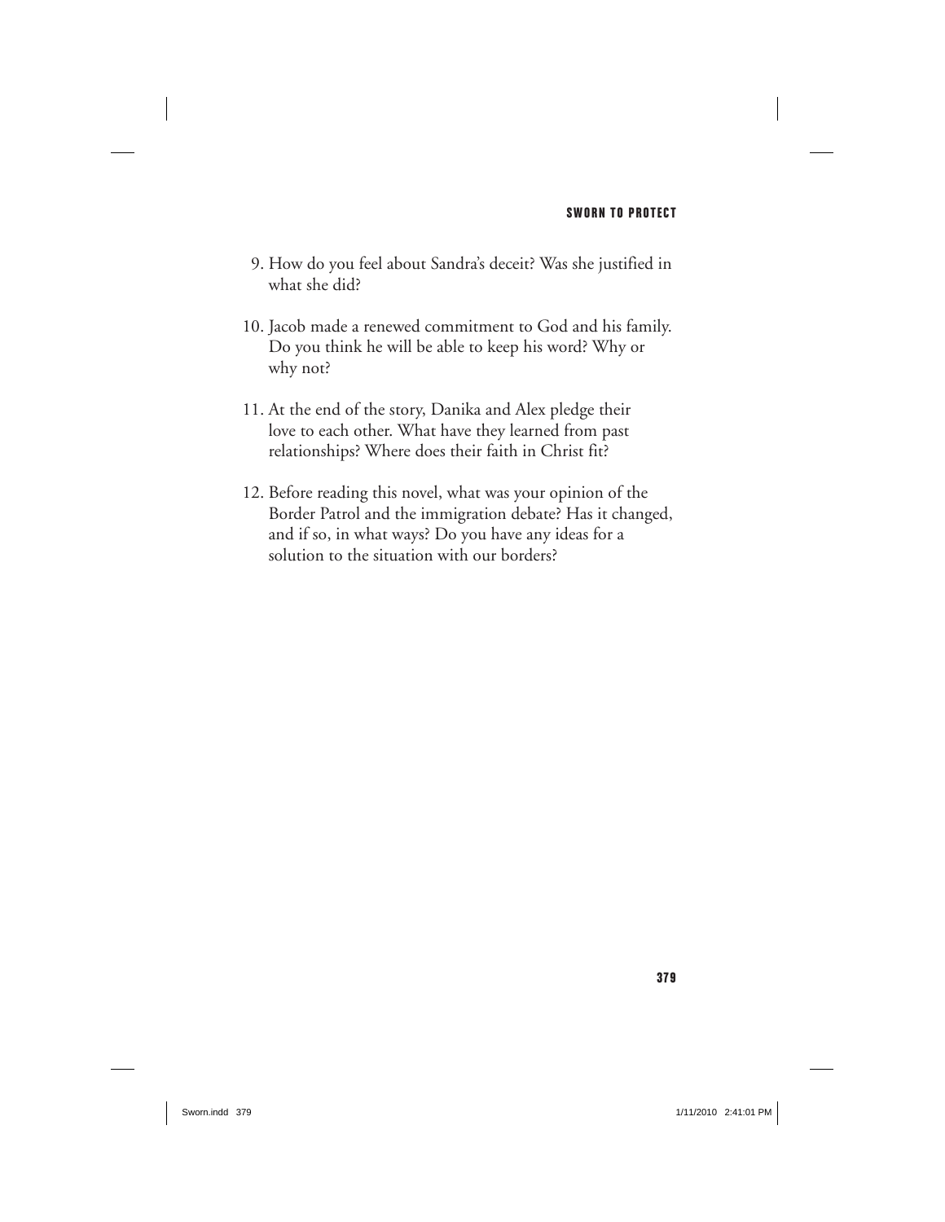9. How do you feel about Sandra's deceit? Was she justified in what she did?

10. Jacob made a renewed commitment to God and his family. Do you think he will be able to keep his word? Why or why not?

11. At the end of the story, Danika and Alex pledge their love to each other. What have they learned from past relationships? Where does their faith in Christ fit?

12. Before reading this novel, what was your opinion of the Border Patrol and the immigration debate? Has it changed, and if so, in what ways? Do you have any ideas for a solution to the situation with our borders?